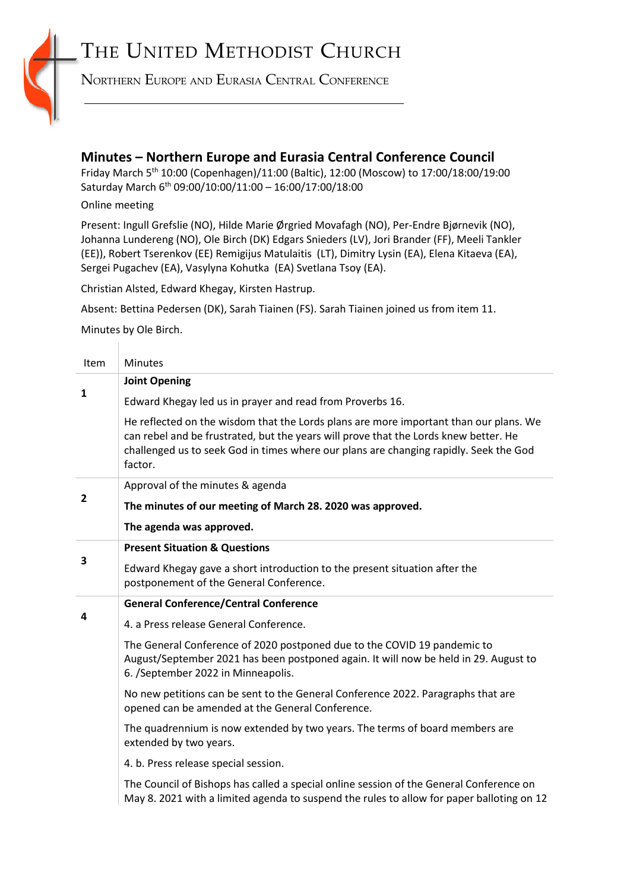# The United Methodist Church

Northern Europe and Eurasia Central Conference

## Minutes – Northern Europe and Eurasia Central Conference Council

Friday March 5th 10:00 (Copenhagen)/11:00 (Baltic), 12:00 (Moscow) to 17:00/18:00/19:00
Saturday March 6th 09:00/10:00/11:00 – 16:00/17:00/18:00

Online meeting

Present: Ingull Grefslie (NO), Hilde Marie Ørgried Movafagh (NO), Per-Endre Bjørnevik (NO), Johanna Lundereng (NO), Ole Birch (DK) Edgars Snieders (LV), Jori Brander (FF), Meeli Tankler (EE)), Robert Tserenkov (EE) Remigijus Matulaitis (LT), Dimitry Lysin (EA), Elena Kitaeva (EA), Sergei Pugachev (EA), Vasylyna Kohutka (EA) Svetlana Tsoy (EA).

Christian Alsted, Edward Khegay, Kirsten Hastrup.

Absent: Bettina Pedersen (DK), Sarah Tiainen (FS). Sarah Tiainen joined us from item 11.

Minutes by Ole Birch.

| Item | Minutes |
|---|---|
| 1 | **Joint Opening**<br><br>Edward Khegay led us in prayer and read from Proverbs 16.<br><br>He reflected on the wisdom that the Lords plans are more important than our plans. We can rebel and be frustrated, but the years will prove that the Lords knew better. He challenged us to seek God in times where our plans are changing rapidly. Seek the God factor. |
| 2 | Approval of the minutes & agenda<br><br>**The minutes of our meeting of March 28. 2020 was approved.**<br><br>**The agenda was approved.** |
| 3 | **Present Situation & Questions**<br><br>Edward Khegay gave a short introduction to the present situation after the postponement of the General Conference. |
| 4 | **General Conference/Central Conference**<br><br>4. a Press release General Conference.<br><br>The General Conference of 2020 postponed due to the COVID 19 pandemic to August/September 2021 has been postponed again. It will now be held in 29. August to 6. /September 2022 in Minneapolis.<br><br>No new petitions can be sent to the General Conference 2022. Paragraphs that are opened can be amended at the General Conference.<br><br>The quadrennium is now extended by two years. The terms of board members are extended by two years.<br><br>4. b. Press release special session.<br><br>The Council of Bishops has called a special online session of the General Conference on May 8. 2021 with a limited agenda to suspend the rules to allow for paper balloting on 12 |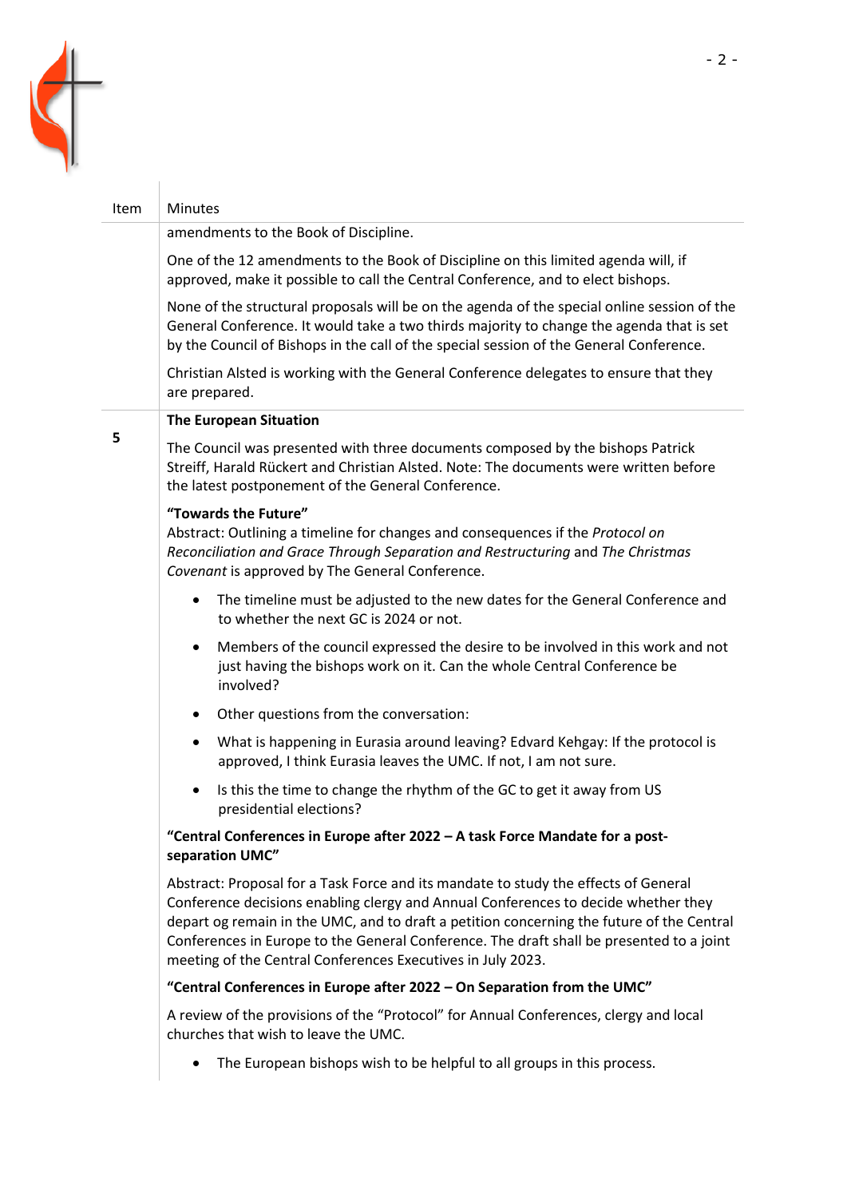| Item | Minutes |
|---|---|
| | amendments to the Book of Discipline.<br><br>One of the 12 amendments to the Book of Discipline on this limited agenda will, if approved, make it possible to call the Central Conference, and to elect bishops.<br><br>None of the structural proposals will be on the agenda of the special online session of the General Conference. It would take a two thirds majority to change the agenda that is set by the Council of Bishops in the call of the special session of the General Conference.<br><br>Christian Alsted is working with the General Conference delegates to ensure that they are prepared. |
| **5** | **The European Situation**<br><br>The Council was presented with three documents composed by the bishops Patrick Streiff, Harald Rückert and Christian Alsted. Note: The documents were written before the latest postponement of the General Conference.<br><br>**"Towards the Future"**<br>Abstract: Outlining a timeline for changes and consequences if the *Protocol on Reconciliation and Grace Through Separation and Restructuring* and *The Christmas Covenant* is approved by The General Conference.<br><br>• The timeline must be adjusted to the new dates for the General Conference and to whether the next GC is 2024 or not.<br>• Members of the council expressed the desire to be involved in this work and not just having the bishops work on it. Can the whole Central Conference be involved?<br>• Other questions from the conversation:<br>• What is happening in Eurasia around leaving? Edvard Kehgay: If the protocol is approved, I think Eurasia leaves the UMC. If not, I am not sure.<br>• Is this the time to change the rhythm of the GC to get it away from US presidential elections?<br><br>**"Central Conferences in Europe after 2022 – A task Force Mandate for a post-separation UMC"**<br><br>Abstract: Proposal for a Task Force and its mandate to study the effects of General Conference decisions enabling clergy and Annual Conferences to decide whether they depart og remain in the UMC, and to draft a petition concerning the future of the Central Conferences in Europe to the General Conference. The draft shall be presented to a joint meeting of the Central Conferences Executives in July 2023.<br><br>**"Central Conferences in Europe after 2022 – On Separation from the UMC"**<br><br>A review of the provisions of the "Protocol" for Annual Conferences, clergy and local churches that wish to leave the UMC.<br><br>• The European bishops wish to be helpful to all groups in this process. |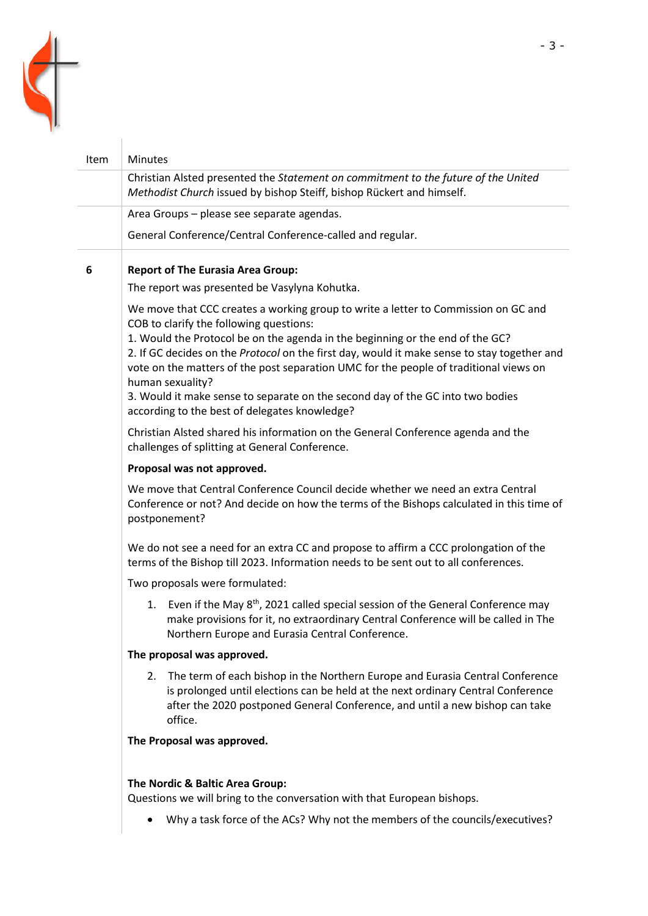| Item | Minutes |
|---|---|
| | Christian Alsted presented the *Statement on commitment to the future of the United Methodist Church* issued by bishop Steiff, bishop Rückert and himself. |
| | Area Groups – please see separate agendas. General Conference/Central Conference-called and regular. |

**6**

**Report of The Eurasia Area Group:**

The report was presented be Vasylyna Kohutka.

We move that CCC creates a working group to write a letter to Commission on GC and COB to clarify the following questions:
1. Would the Protocol be on the agenda in the beginning or the end of the GC?
2. If GC decides on the *Protocol* on the first day, would it make sense to stay together and vote on the matters of the post separation UMC for the people of traditional views on human sexuality?
3. Would it make sense to separate on the second day of the GC into two bodies according to the best of delegates knowledge?

Christian Alsted shared his information on the General Conference agenda and the challenges of splitting at General Conference.

**Proposal was not approved.**

We move that Central Conference Council decide whether we need an extra Central Conference or not? And decide on how the terms of the Bishops calculated in this time of postponement?

We do not see a need for an extra CC and propose to affirm a CCC prolongation of the terms of the Bishop till 2023. Information needs to be sent out to all conferences.

Two proposals were formulated:

1. Even if the May 8th, 2021 called special session of the General Conference may make provisions for it, no extraordinary Central Conference will be called in The Northern Europe and Eurasia Central Conference.

**The proposal was approved.**

2. The term of each bishop in the Northern Europe and Eurasia Central Conference is prolonged until elections can be held at the next ordinary Central Conference after the 2020 postponed General Conference, and until a new bishop can take office.

**The Proposal was approved.**

**The Nordic & Baltic Area Group:**
Questions we will bring to the conversation with that European bishops.

- Why a task force of the ACs? Why not the members of the councils/executives?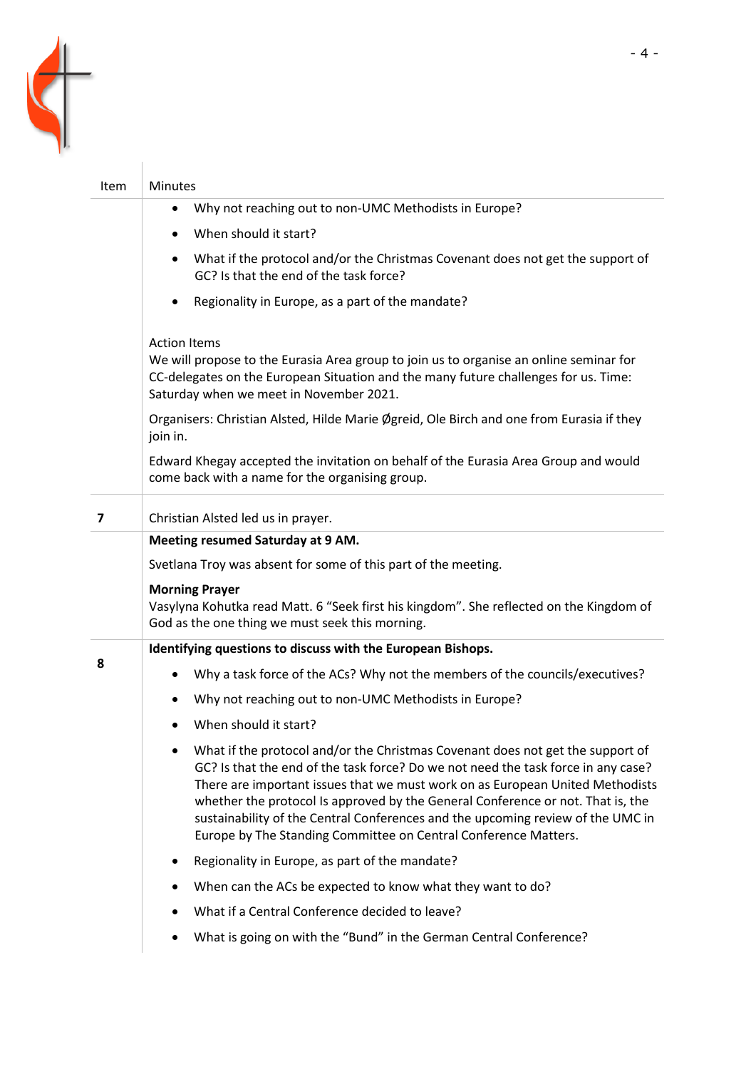| Item | Minutes |
|---|---|
| | • Why not reaching out to non-UMC Methodists in Europe?<br>• When should it start?<br>• What if the protocol and/or the Christmas Covenant does not get the support of GC? Is that the end of the task force?<br>• Regionality in Europe, as a part of the mandate?<br><br>Action Items<br>We will propose to the Eurasia Area group to join us to organise an online seminar for CC-delegates on the European Situation and the many future challenges for us. Time: Saturday when we meet in November 2021.<br><br>Organisers: Christian Alsted, Hilde Marie Øgreid, Ole Birch and one from Eurasia if they join in.<br><br>Edward Khegay accepted the invitation on behalf of the Eurasia Area Group and would come back with a name for the organising group. |
| **7** | Christian Alsted led us in prayer. |
| | **Meeting resumed Saturday at 9 AM.**<br><br>Svetlana Troy was absent for some of this part of the meeting.<br><br>**Morning Prayer**<br>Vasylyna Kohutka read Matt. 6 "Seek first his kingdom". She reflected on the Kingdom of God as the one thing we must seek this morning. |
| **8** | **Identifying questions to discuss with the European Bishops.**<br><br>• Why a task force of the ACs? Why not the members of the councils/executives?<br>• Why not reaching out to non-UMC Methodists in Europe?<br>• When should it start?<br>• What if the protocol and/or the Christmas Covenant does not get the support of GC? Is that the end of the task force? Do we not need the task force in any case? There are important issues that we must work on as European United Methodists whether the protocol Is approved by the General Conference or not. That is, the sustainability of the Central Conferences and the upcoming review of the UMC in Europe by The Standing Committee on Central Conference Matters.<br>• Regionality in Europe, as part of the mandate?<br>• When can the ACs be expected to know what they want to do?<br>• What if a Central Conference decided to leave?<br>• What is going on with the "Bund" in the German Central Conference? |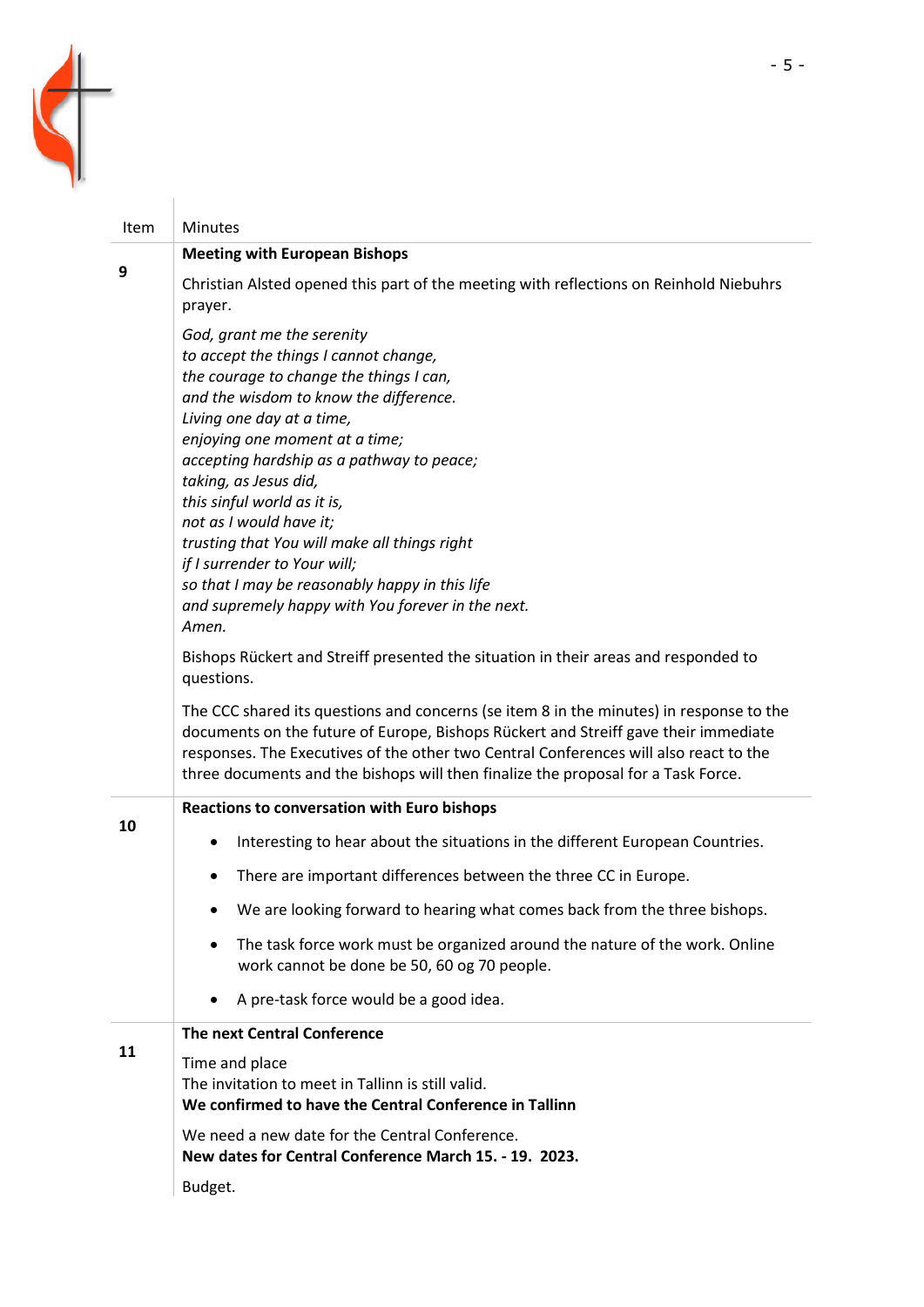| Item | Minutes |
| --- | --- |
| **9** | **Meeting with European Bishops**<br><br>Christian Alsted opened this part of the meeting with reflections on Reinhold Niebuhrs prayer.<br><br>*God, grant me the serenity*<br>*to accept the things I cannot change,*<br>*the courage to change the things I can,*<br>*and the wisdom to know the difference.*<br>*Living one day at a time,*<br>*enjoying one moment at a time;*<br>*accepting hardship as a pathway to peace;*<br>*taking, as Jesus did,*<br>*this sinful world as it is,*<br>*not as I would have it;*<br>*trusting that You will make all things right*<br>*if I surrender to Your will;*<br>*so that I may be reasonably happy in this life*<br>*and supremely happy with You forever in the next.*<br>*Amen.*<br><br>Bishops Rückert and Streiff presented the situation in their areas and responded to questions.<br><br>The CCC shared its questions and concerns (se item 8 in the minutes) in response to the documents on the future of Europe, Bishops Rückert and Streiff gave their immediate responses. The Executives of the other two Central Conferences will also react to the three documents and the bishops will then finalize the proposal for a Task Force. |
| **10** | **Reactions to conversation with Euro bishops**<br><br>• Interesting to hear about the situations in the different European Countries.<br>• There are important differences between the three CC in Europe.<br>• We are looking forward to hearing what comes back from the three bishops.<br>• The task force work must be organized around the nature of the work. Online work cannot be done be 50, 60 og 70 people.<br>• A pre-task force would be a good idea. |
| **11** | **The next Central Conference**<br><br>Time and place<br>The invitation to meet in Tallinn is still valid.<br>**We confirmed to have the Central Conference in Tallinn**<br><br>We need a new date for the Central Conference.<br>**New dates for Central Conference March 15. - 19. 2023.**<br><br>Budget. |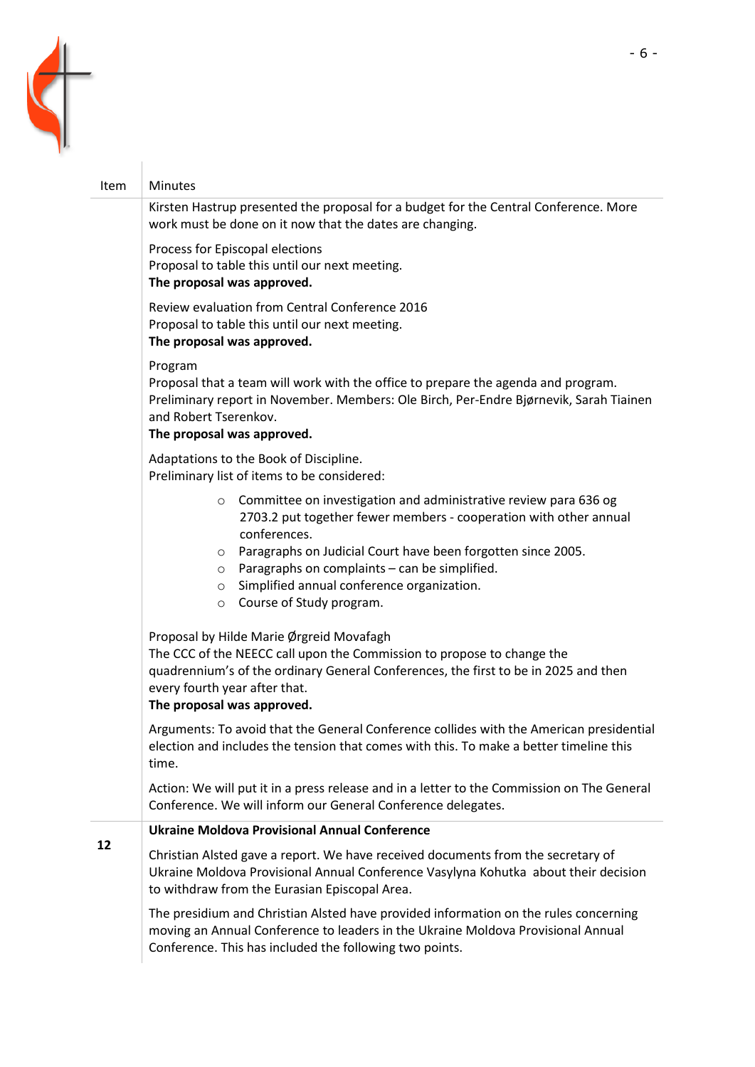| Item | Minutes |
|---|---|
| | Kirsten Hastrup presented the proposal for a budget for the Central Conference. More work must be done on it now that the dates are changing.<br><br>Process for Episcopal elections<br>Proposal to table this until our next meeting.<br>**The proposal was approved.**<br><br>Review evaluation from Central Conference 2016<br>Proposal to table this until our next meeting.<br>**The proposal was approved.**<br><br>Program<br>Proposal that a team will work with the office to prepare the agenda and program. Preliminary report in November. Members: Ole Birch, Per-Endre Bjørnevik, Sarah Tiainen and Robert Tserenkov.<br>**The proposal was approved.**<br><br>Adaptations to the Book of Discipline.<br>Preliminary list of items to be considered:<br>○ Committee on investigation and administrative review para 636 og 2703.2 put together fewer members - cooperation with other annual conferences.<br>○ Paragraphs on Judicial Court have been forgotten since 2005.<br>○ Paragraphs on complaints – can be simplified.<br>○ Simplified annual conference organization.<br>○ Course of Study program.<br><br>Proposal by Hilde Marie Ørgreid Movafagh<br>The CCC of the NEECC call upon the Commission to propose to change the quadrennium's of the ordinary General Conferences, the first to be in 2025 and then every fourth year after that.<br>**The proposal was approved.**<br><br>Arguments: To avoid that the General Conference collides with the American presidential election and includes the tension that comes with this. To make a better timeline this time.<br><br>Action: We will put it in a press release and in a letter to the Commission on The General Conference. We will inform our General Conference delegates. |
| **12** | **Ukraine Moldova Provisional Annual Conference**<br><br>Christian Alsted gave a report. We have received documents from the secretary of Ukraine Moldova Provisional Annual Conference Vasylyna Kohutka about their decision to withdraw from the Eurasian Episcopal Area.<br><br>The presidium and Christian Alsted have provided information on the rules concerning moving an Annual Conference to leaders in the Ukraine Moldova Provisional Annual Conference. This has included the following two points. |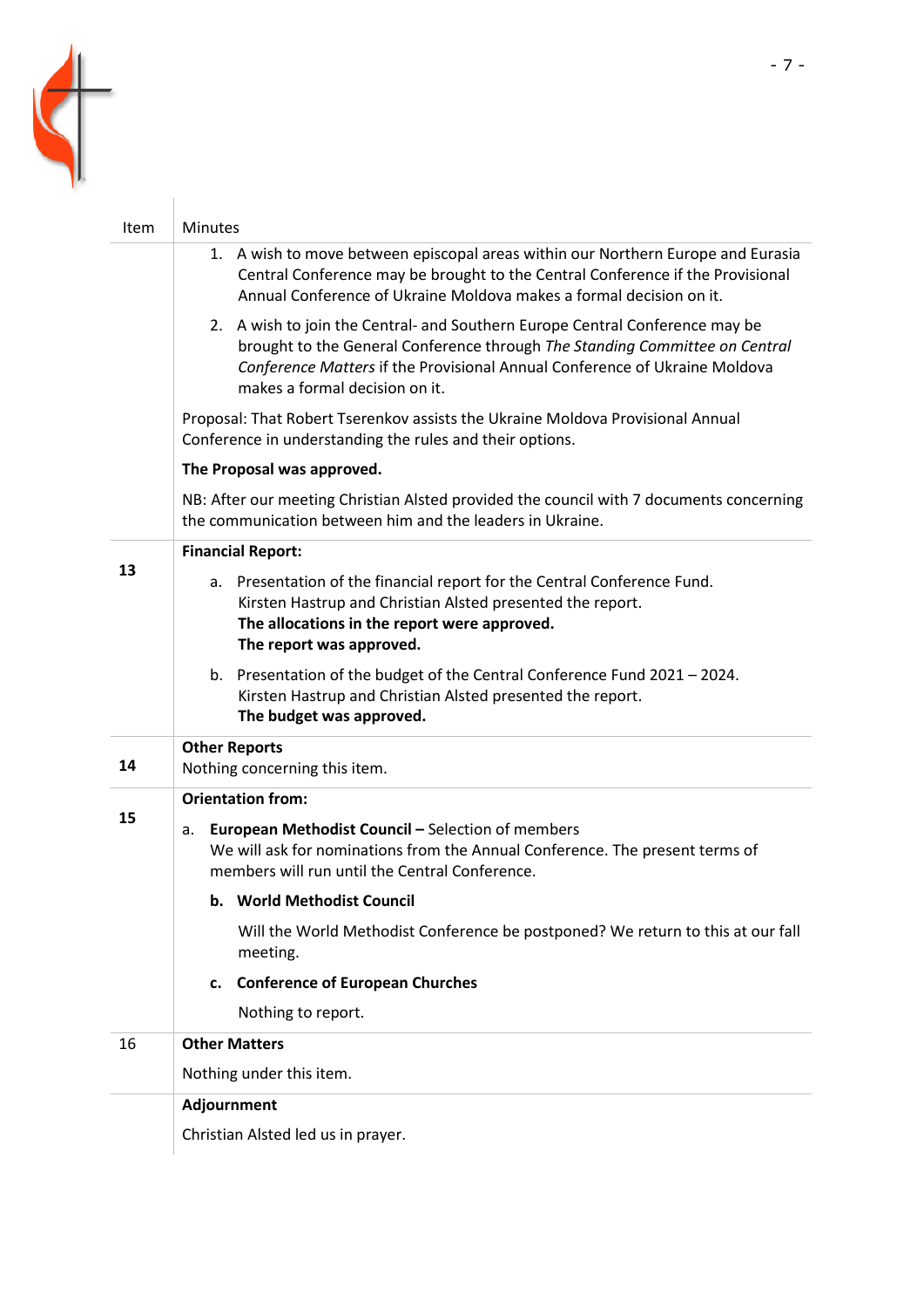| Item | Minutes |
| --- | --- |
| | 1. A wish to move between episcopal areas within our Northern Europe and Eurasia Central Conference may be brought to the Central Conference if the Provisional Annual Conference of Ukraine Moldova makes a formal decision on it.<br><br>2. A wish to join the Central- and Southern Europe Central Conference may be brought to the General Conference through *The Standing Committee on Central Conference Matters* if the Provisional Annual Conference of Ukraine Moldova makes a formal decision on it.<br><br>Proposal: That Robert Tserenkov assists the Ukraine Moldova Provisional Annual Conference in understanding the rules and their options.<br><br>**The Proposal was approved.**<br><br>NB: After our meeting Christian Alsted provided the council with 7 documents concerning the communication between him and the leaders in Ukraine. |
| **13** | **Financial Report:**<br><br>a. Presentation of the financial report for the Central Conference Fund. Kirsten Hastrup and Christian Alsted presented the report. **The allocations in the report were approved. The report was approved.**<br><br>b. Presentation of the budget of the Central Conference Fund 2021 – 2024. Kirsten Hastrup and Christian Alsted presented the report. **The budget was approved.** |
| **14** | **Other Reports**<br>Nothing concerning this item. |
| **15** | **Orientation from:**<br><br>a. **European Methodist Council –** Selection of members<br>We will ask for nominations from the Annual Conference. The present terms of members will run until the Central Conference.<br><br>**b. World Methodist Council**<br><br>Will the World Methodist Conference be postponed? We return to this at our fall meeting.<br><br>**c. Conference of European Churches**<br><br>Nothing to report. |
| 16 | **Other Matters**<br><br>Nothing under this item. |
| | **Adjournment**<br><br>Christian Alsted led us in prayer. |